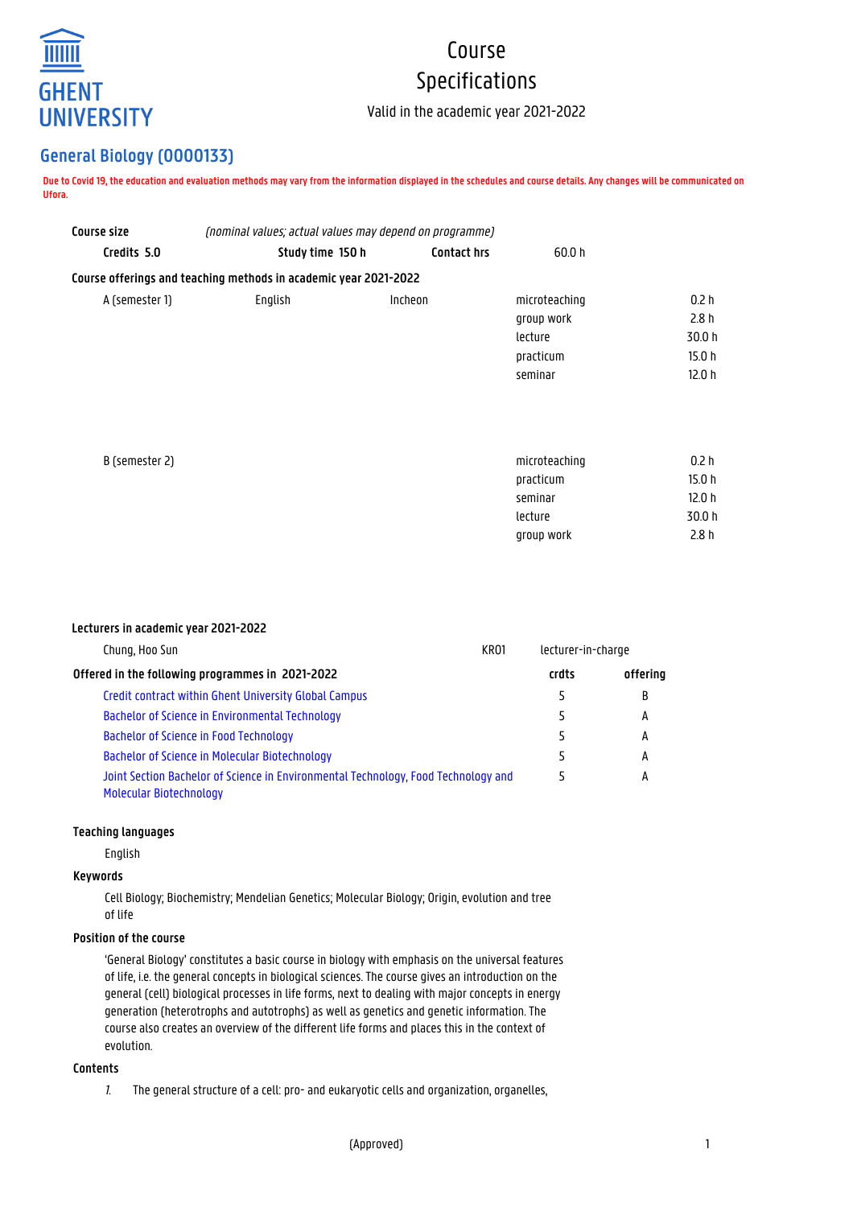# Course Specifications

Valid in the academic year 2021-2022

## General Biology (O000133)

**Due to Covid 19, the education and evaluation methods may vary from the information displayed in the schedules and course details. Any changes will be communicated on Ufora.**

**Course size** *(nominal values; actual values may depend on programme)*

| **Credits** 5.0 | **Study time** 150 h | **Contact hrs** | 60.0 h |
|---|---|---|---|

**Course offerings and teaching methods in academic year 2021-2022**

| Offering | Language | Location | Teaching method | Hours |
|---|---|---|---|---|
| A (semester 1) | English | Incheon | microteaching | 0.2 h |
| | | | group work | 2.8 h |
| | | | lecture | 30.0 h |
| | | | practicum | 15.0 h |
| | | | seminar | 12.0 h |
| B (semester 2) | | | microteaching | 0.2 h |
| | | | practicum | 15.0 h |
| | | | seminar | 12.0 h |
| | | | lecture | 30.0 h |
| | | | group work | 2.8 h |

**Lecturers in academic year 2021-2022**

| | | |
|---|---|---|
| Chung, Hoo Sun | KR01 | lecturer-in-charge |

| **Offered in the following programmes in 2021-2022** | **crdts** | **offering** |
|---|---|---|
| Credit contract within Ghent University Global Campus | 5 | B |
| Bachelor of Science in Environmental Technology | 5 | A |
| Bachelor of Science in Food Technology | 5 | A |
| Bachelor of Science in Molecular Biotechnology | 5 | A |
| Joint Section Bachelor of Science in Environmental Technology, Food Technology and Molecular Biotechnology | 5 | A |

**Teaching languages**

English

**Keywords**

Cell Biology; Biochemistry; Mendelian Genetics; Molecular Biology; Origin, evolution and tree of life

**Position of the course**

'General Biology' constitutes a basic course in biology with emphasis on the universal features of life, i.e. the general concepts in biological sciences. The course gives an introduction on the general (cell) biological processes in life forms, next to dealing with major concepts in energy generation (heterotrophs and autotrophs) as well as genetics and genetic information. The course also creates an overview of the different life forms and places this in the context of evolution.

**Contents**

1. The general structure of a cell: pro- and eukaryotic cells and organization, organelles,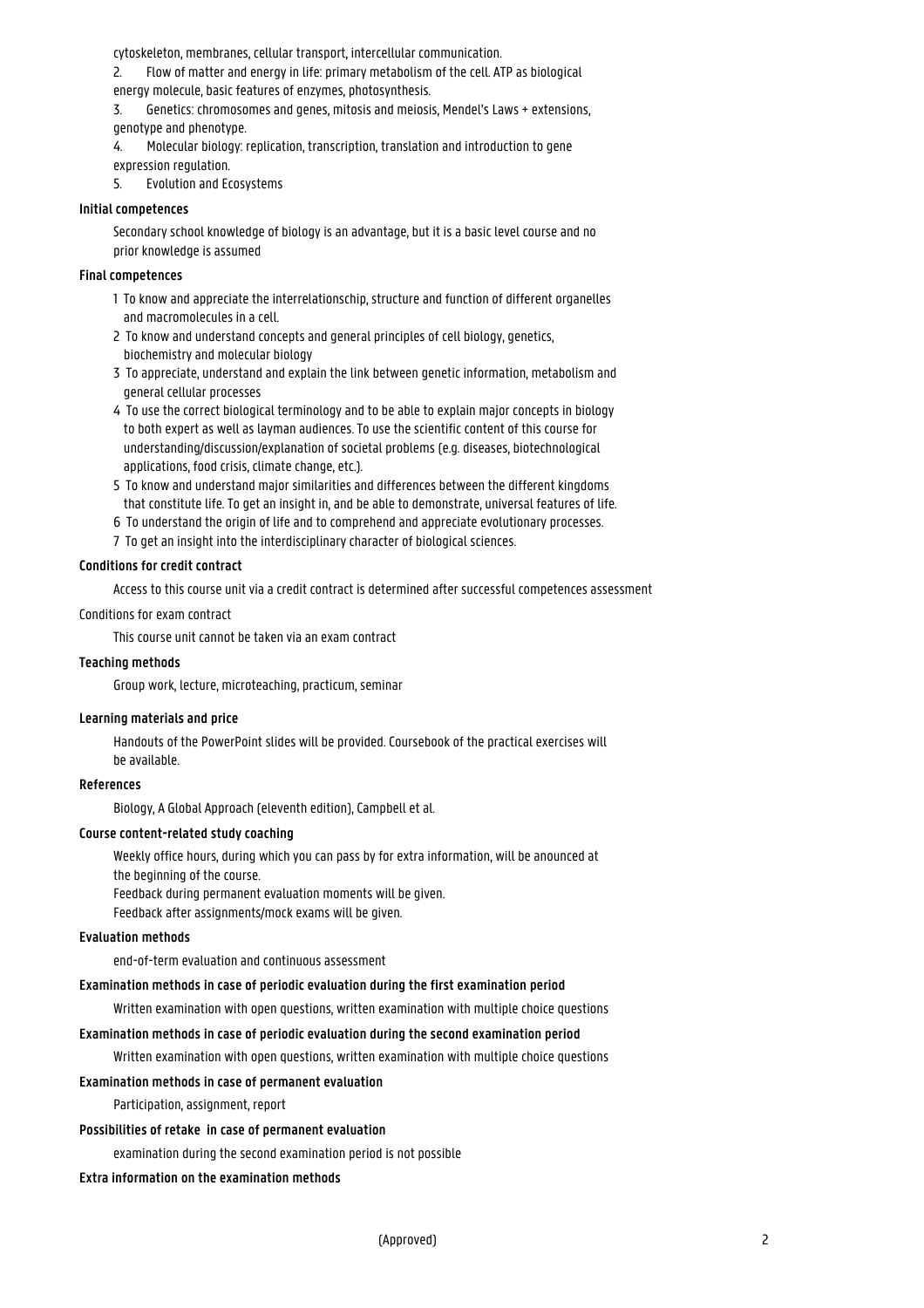cytoskeleton, membranes, cellular transport, intercellular communication.

2. Flow of matter and energy in life: primary metabolism of the cell. ATP as biological energy molecule, basic features of enzymes, photosynthesis.
3. Genetics: chromosomes and genes, mitosis and meiosis, Mendel's Laws + extensions, genotype and phenotype.
4. Molecular biology: replication, transcription, translation and introduction to gene expression regulation.
5. Evolution and Ecosystems

**Initial competences**

Secondary school knowledge of biology is an advantage, but it is a basic level course and no prior knowledge is assumed

**Final competences**

1 To know and appreciate the interrelationschip, structure and function of different organelles and macromolecules in a cell.
2 To know and understand concepts and general principles of cell biology, genetics, biochemistry and molecular biology
3 To appreciate, understand and explain the link between genetic information, metabolism and general cellular processes
4 To use the correct biological terminology and to be able to explain major concepts in biology to both expert as well as layman audiences. To use the scientific content of this course for understanding/discussion/explanation of societal problems (e.g. diseases, biotechnological applications, food crisis, climate change, etc.).
5 To know and understand major similarities and differences between the different kingdoms that constitute life. To get an insight in, and be able to demonstrate, universal features of life.
6 To understand the origin of life and to comprehend and appreciate evolutionary processes.
7 To get an insight into the interdisciplinary character of biological sciences.

**Conditions for credit contract**

Access to this course unit via a credit contract is determined after successful competences assessment

Conditions for exam contract

This course unit cannot be taken via an exam contract

**Teaching methods**

Group work, lecture, microteaching, practicum, seminar

**Learning materials and price**

Handouts of the PowerPoint slides will be provided. Coursebook of the practical exercises will be available.

**References**

Biology, A Global Approach (eleventh edition), Campbell et al.

**Course content-related study coaching**

Weekly office hours, during which you can pass by for extra information, will be anounced at the beginning of the course.
Feedback during permanent evaluation moments will be given.
Feedback after assignments/mock exams will be given.

**Evaluation methods**

end-of-term evaluation and continuous assessment

**Examination methods in case of periodic evaluation during the first examination period**

Written examination with open questions, written examination with multiple choice questions

**Examination methods in case of periodic evaluation during the second examination period**

Written examination with open questions, written examination with multiple choice questions

**Examination methods in case of permanent evaluation**

Participation, assignment, report

**Possibilities of retake in case of permanent evaluation**

examination during the second examination period is not possible

**Extra information on the examination methods**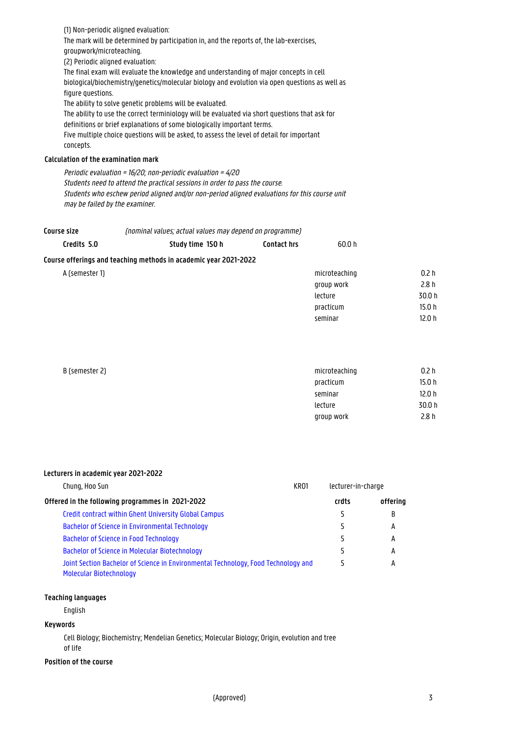(1) Non-periodic aligned evaluation:
The mark will be determined by participation in, and the reports of, the lab-exercises, groupwork/microteaching.
(2) Periodic aligned evaluation:
The final exam will evaluate the knowledge and understanding of major concepts in cell biological/biochemistry/genetics/molecular biology and evolution via open questions as well as figure questions.
The ability to solve genetic problems will be evaluated.
The ability to use the correct terminiology will be evaluated via short questions that ask for definitions or brief explanations of some biologically important terms.
Five multiple choice questions will be asked, to assess the level of detail for important concepts.

### Calculation of the examination mark

*Periodic evaluation = 16/20; non-periodic evaluation = 4/20*
*Students need to attend the practical sessions in order to pass the course.*
*Students who eschew period aligned and/or non-period aligned evaluations for this course unit may be failed by the examiner.*

**Course size** *(nominal values; actual values may depend on programme)*

| **Credits 5.0** | **Study time 150 h** | **Contact hrs** | 60.0 h |
|---|---|---|---|

### Course offerings and teaching methods in academic year 2021-2022

| Offering | Teaching method | Hours |
|---|---|---|
| A (semester 1) | microteaching | 0.2 h |
| | group work | 2.8 h |
| | lecture | 30.0 h |
| | practicum | 15.0 h |
| | seminar | 12.0 h |
| B (semester 2) | microteaching | 0.2 h |
| | practicum | 15.0 h |
| | seminar | 12.0 h |
| | lecture | 30.0 h |
| | group work | 2.8 h |

### Lecturers in academic year 2021-2022

| Chung, Hoo Sun | KR01 | lecturer-in-charge |
|---|---|---|

### Offered in the following programmes in 2021-2022

| | crdts | offering |
|---|---|---|
| Credit contract within Ghent University Global Campus | 5 | B |
| Bachelor of Science in Environmental Technology | 5 | A |
| Bachelor of Science in Food Technology | 5 | A |
| Bachelor of Science in Molecular Biotechnology | 5 | A |
| Joint Section Bachelor of Science in Environmental Technology, Food Technology and Molecular Biotechnology | 5 | A |

### Teaching languages

English

### Keywords

Cell Biology; Biochemistry; Mendelian Genetics; Molecular Biology; Origin, evolution and tree of life

### Position of the course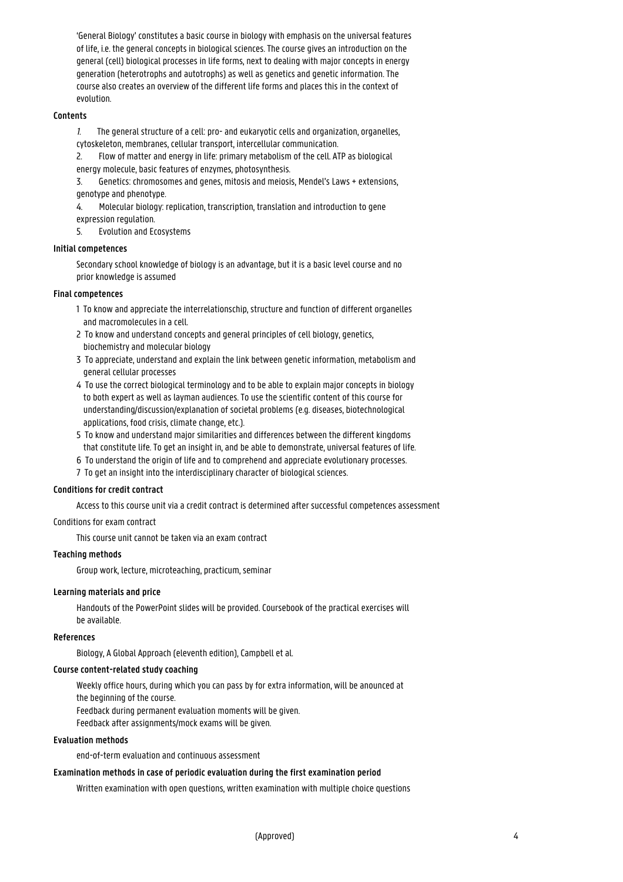'General Biology' constitutes a basic course in biology with emphasis on the universal features of life, i.e. the general concepts in biological sciences. The course gives an introduction on the general (cell) biological processes in life forms, next to dealing with major concepts in energy generation (heterotrophs and autotrophs) as well as genetics and genetic information. The course also creates an overview of the different life forms and places this in the context of evolution.

### Contents

1. The general structure of a cell: pro- and eukaryotic cells and organization, organelles, cytoskeleton, membranes, cellular transport, intercellular communication.
2. Flow of matter and energy in life: primary metabolism of the cell. ATP as biological energy molecule, basic features of enzymes, photosynthesis.
3. Genetics: chromosomes and genes, mitosis and meiosis, Mendel's Laws + extensions, genotype and phenotype.
4. Molecular biology: replication, transcription, translation and introduction to gene expression regulation.
5. Evolution and Ecosystems

### Initial competences

Secondary school knowledge of biology is an advantage, but it is a basic level course and no prior knowledge is assumed

### Final competences

1 To know and appreciate the interrelationschip, structure and function of different organelles and macromolecules in a cell.
2 To know and understand concepts and general principles of cell biology, genetics, biochemistry and molecular biology
3 To appreciate, understand and explain the link between genetic information, metabolism and general cellular processes
4 To use the correct biological terminology and to be able to explain major concepts in biology to both expert as well as layman audiences. To use the scientific content of this course for understanding/discussion/explanation of societal problems (e.g. diseases, biotechnological applications, food crisis, climate change, etc.).
5 To know and understand major similarities and differences between the different kingdoms that constitute life. To get an insight in, and be able to demonstrate, universal features of life.
6 To understand the origin of life and to comprehend and appreciate evolutionary processes.
7 To get an insight into the interdisciplinary character of biological sciences.

### Conditions for credit contract

Access to this course unit via a credit contract is determined after successful competences assessment

Conditions for exam contract

This course unit cannot be taken via an exam contract

### Teaching methods

Group work, lecture, microteaching, practicum, seminar

### Learning materials and price

Handouts of the PowerPoint slides will be provided. Coursebook of the practical exercises will be available.

### References

Biology, A Global Approach (eleventh edition), Campbell et al.

### Course content-related study coaching

Weekly office hours, during which you can pass by for extra information, will be anounced at the beginning of the course.
Feedback during permanent evaluation moments will be given.
Feedback after assignments/mock exams will be given.

### Evaluation methods

end-of-term evaluation and continuous assessment

### Examination methods in case of periodic evaluation during the first examination period

Written examination with open questions, written examination with multiple choice questions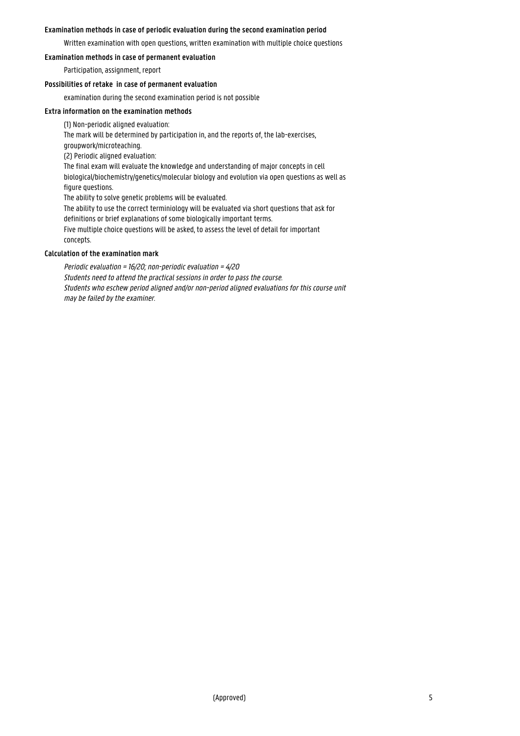**Examination methods in case of periodic evaluation during the second examination period**

Written examination with open questions, written examination with multiple choice questions

**Examination methods in case of permanent evaluation**

Participation, assignment, report

**Possibilities of retake in case of permanent evaluation**

examination during the second examination period is not possible

**Extra information on the examination methods**

(1) Non-periodic aligned evaluation:
The mark will be determined by participation in, and the reports of, the lab-exercises, groupwork/microteaching.
(2) Periodic aligned evaluation:
The final exam will evaluate the knowledge and understanding of major concepts in cell biological/biochemistry/genetics/molecular biology and evolution via open questions as well as figure questions.
The ability to solve genetic problems will be evaluated.
The ability to use the correct terminiology will be evaluated via short questions that ask for definitions or brief explanations of some biologically important terms.
Five multiple choice questions will be asked, to assess the level of detail for important concepts.

**Calculation of the examination mark**

*Periodic evaluation = 16/20; non-periodic evaluation = 4/20*
*Students need to attend the practical sessions in order to pass the course.*
*Students who eschew period aligned and/or non-period aligned evaluations for this course unit may be failed by the examiner.*

(Approved)